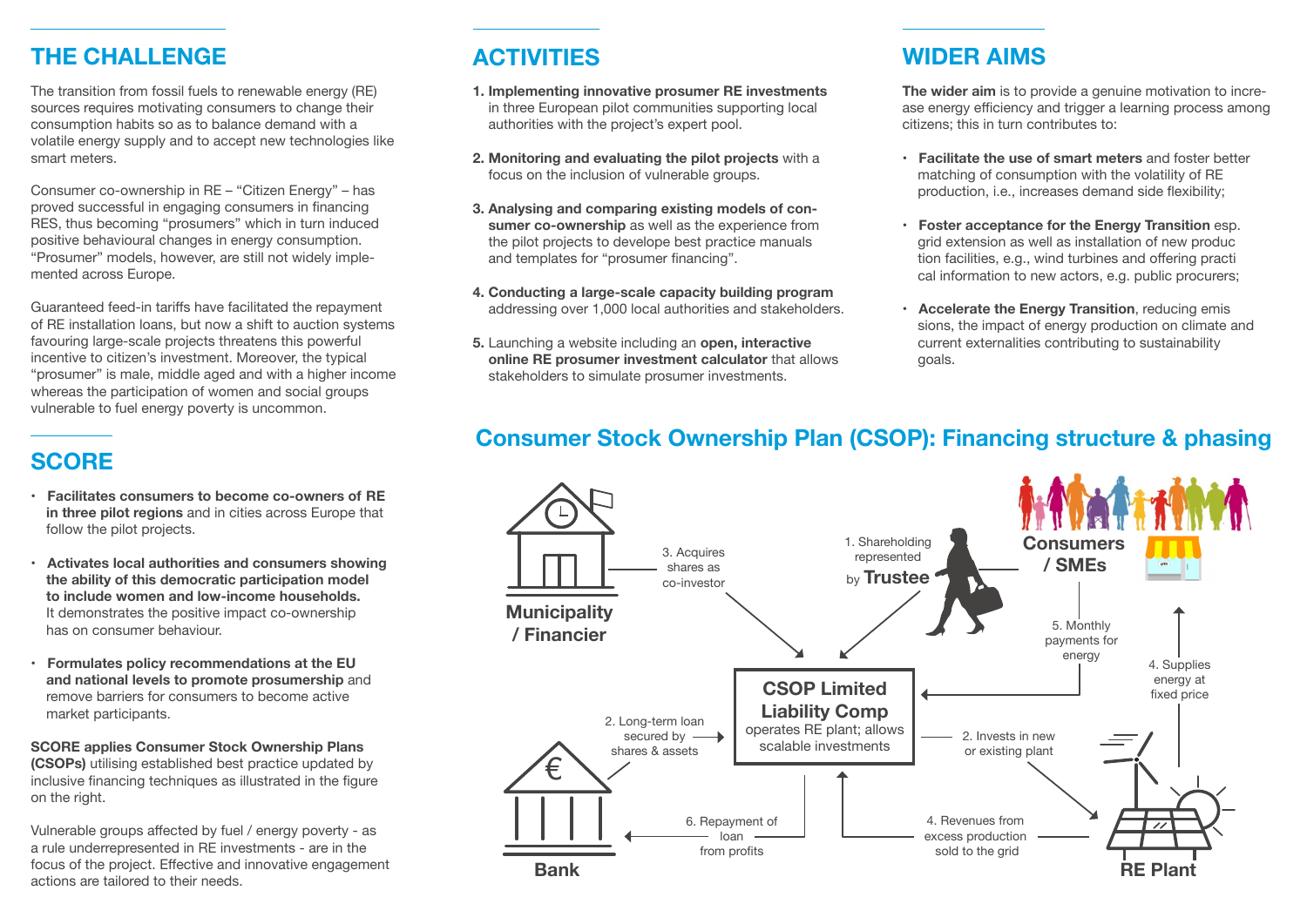## THE CHALLENGE

The transition from fossil fuels to renewable energy (RE) sources requires motivating consumers to change their consumption habits so as to balance demand with a volatile energy supply and to accept new technologies like smart meters.

Consumer co-ownership in RE – "Citizen Energy" – has proved successful in engaging consumers in financing RES, thus becoming "prosumers" which in turn induced positive behavioural changes in energy consumption. "Prosumer" models, however, are still not widely implemented across Europe.

Guaranteed feed-in tariffs have facilitated the repayment of RE installation loans, but now a shift to auction systems favouring large-scale projects threatens this powerful incentive to citizen's investment. Moreover, the typical "prosumer" is male, middle aged and with a higher income whereas the participation of women and social groups vulnerable to fuel energy poverty is uncommon.

## SCORE

- **Facilitates consumers to become co-owners of RE in three pilot regions** and in cities across Europe that follow the pilot projects.
- **Activates local authorities and consumers showing the ability of this democratic participation model to include women and low-income households.** It demonstrates the positive impact co-ownership has on consumer behaviour.
- **Formulates policy recommendations at the EU and national levels to promote prosumership** and remove barriers for consumers to become active market participants.

**SCORE applies Consumer Stock Ownership Plans (CSOPs)** utilising established best practice updated by inclusive financing techniques as illustrated in the figure on the right.

Vulnerable groups affected by fuel / energy poverty - as a rule underrepresented in RE investments - are in the focus of the project. Effective and innovative engagement actions are tailored to their needs.

## ACTIVITIES

1. **Implementing innovative prosumer RE investments** in three European pilot communities supporting local authorities with the project's expert pool.
2. **Monitoring and evaluating the pilot projects** with a focus on the inclusion of vulnerable groups.
3. **Analysing and comparing existing models of consumer co-ownership** as well as the experience from the pilot projects to develope best practice manuals and templates for "prosumer financing".
4. **Conducting a large-scale capacity building program** addressing over 1,000 local authorities and stakeholders.
5. Launching a website including an **open, interactive online RE prosumer investment calculator** that allows stakeholders to simulate prosumer investments.

## WIDER AIMS

**The wider aim** is to provide a genuine motivation to increase energy efficiency and trigger a learning process among citizens; this in turn contributes to:

- **Facilitate the use of smart meters** and foster better matching of consumption with the volatility of RE production, i.e., increases demand side flexibility;
- **Foster acceptance for the Energy Transition** esp. grid extension as well as installation of new production facilities, e.g., wind turbines and offering practical information to new actors, e.g. public procurers;
- **Accelerate the Energy Transition**, reducing emissions, the impact of energy production on climate and current externalities contributing to sustainability goals.

## Consumer Stock Ownership Plan (CSOP): Financing structure & phasing

**Municipality / Financier**

3. Acquires shares as co-investor

1. Shareholding represented by **Trustee**

**Consumers / SMEs**

5. Monthly payments for energy

4. Supplies energy at fixed price

**CSOP Limited Liability Comp**
operates RE plant; allows scalable investments

2. Long-term loan secured by shares & assets

2. Invests in new or existing plant

**Bank**

6. Repayment of loan from profits

4. Revenues from excess production sold to the grid

**RE Plant**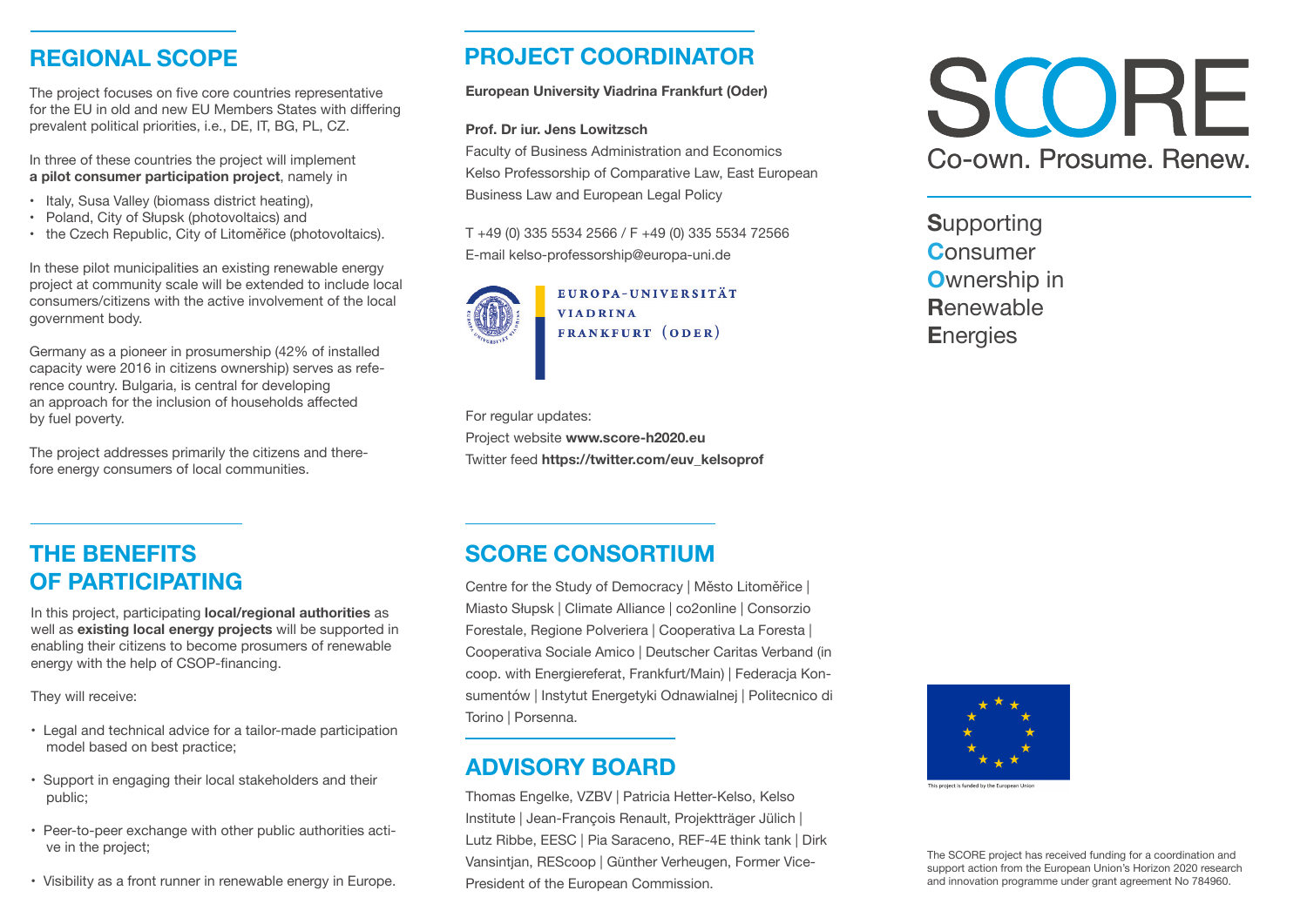## REGIONAL SCOPE

The project focuses on five core countries representative for the EU in old and new EU Members States with differing prevalent political priorities, i.e., DE, IT, BG, PL, CZ.

In three of these countries the project will implement **a pilot consumer participation project**, namely in

- Italy, Susa Valley (biomass district heating),
- Poland, City of Słupsk (photovoltaics) and
- the Czech Republic, City of Litoměřice (photovoltaics).

In these pilot municipalities an existing renewable energy project at community scale will be extended to include local consumers/citizens with the active involvement of the local government body.

Germany as a pioneer in prosumership (42% of installed capacity were 2016 in citizens ownership) serves as reference country. Bulgaria, is central for developing an approach for the inclusion of households affected by fuel poverty.

The project addresses primarily the citizens and therefore energy consumers of local communities.

## THE BENEFITS OF PARTICIPATING

In this project, participating **local/regional authorities** as well as **existing local energy projects** will be supported in enabling their citizens to become prosumers of renewable energy with the help of CSOP-financing.

They will receive:

- Legal and technical advice for a tailor-made participation model based on best practice;
- Support in engaging their local stakeholders and their public;
- Peer-to-peer exchange with other public authorities active in the project;
- Visibility as a front runner in renewable energy in Europe.

## PROJECT COORDINATOR

**European University Viadrina Frankfurt (Oder)**

**Prof. Dr iur. Jens Lowitzsch**
Faculty of Business Administration and Economics
Kelso Professorship of Comparative Law, East European Business Law and European Legal Policy

T +49 (0) 335 5534 2566 / F +49 (0) 335 5534 72566
E-mail kelso-professorship@europa-uni.de

EUROPA-UNIVERSITÄT VIADRINA FRANKFURT (ODER)

For regular updates:
Project website **www.score-h2020.eu**
Twitter feed **https://twitter.com/euv_kelsoprof**

## SCORE CONSORTIUM

Centre for the Study of Democracy | Město Litoměřice | Miasto Słupsk | Climate Alliance | co2online | Consorzio Forestale, Regione Polveriera | Cooperativa La Foresta | Cooperativa Sociale Amico | Deutscher Caritas Verband (in coop. with Energiereferat, Frankfurt/Main) | Federacja Konsumentów | Instytut Energetyki Odnawialnej | Politecnico di Torino | Porsenna.

## ADVISORY BOARD

Thomas Engelke, VZBV | Patricia Hetter-Kelso, Kelso Institute | Jean-François Renault, Projektträger Jülich | Lutz Ribbe, EESC | Pia Saraceno, REF-4E think tank | Dirk Vansintjan, REScoop | Günther Verheugen, Former Vice-President of the European Commission.

# SCORE

Co-own. Prosume. Renew.

**S**upporting
**C**onsumer
**O**wnership in
**R**enewable
**E**nergies

This project is funded by the European Union

The SCORE project has received funding for a coordination and support action from the European Union's Horizon 2020 research and innovation programme under grant agreement No 784960.